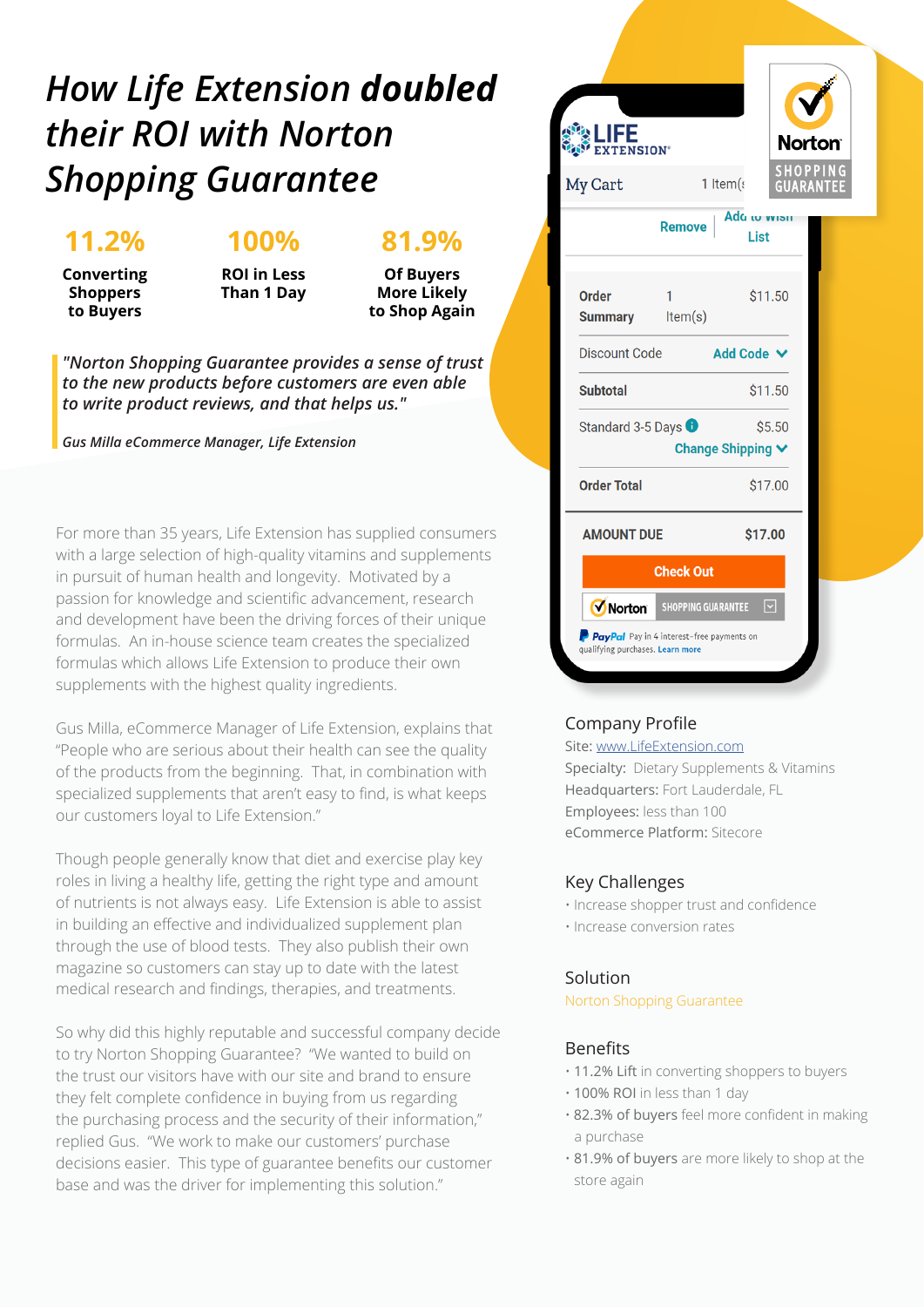# *How Life Extension **doubled** their ROI with Norton Shopping Guarantee*

**11.2%**
**Converting Shoppers to Buyers**

**100%**
**ROI in Less Than 1 Day**

**81.9%**
**Of Buyers More Likely to Shop Again**

> *"Norton Shopping Guarantee provides a sense of trust to the new products before customers are even able to write product reviews, and that helps us."*
>
> *Gus Milla eCommerce Manager, Life Extension*

For more than 35 years, Life Extension has supplied consumers with a large selection of high-quality vitamins and supplements in pursuit of human health and longevity. Motivated by a passion for knowledge and scientific advancement, research and development have been the driving forces of their unique formulas. An in-house science team creates the specialized formulas which allows Life Extension to produce their own supplements with the highest quality ingredients.

Gus Milla, eCommerce Manager of Life Extension, explains that "People who are serious about their health can see the quality of the products from the beginning. That, in combination with specialized supplements that aren't easy to find, is what keeps our customers loyal to Life Extension."

Though people generally know that diet and exercise play key roles in living a healthy life, getting the right type and amount of nutrients is not always easy. Life Extension is able to assist in building an effective and individualized supplement plan through the use of blood tests. They also publish their own magazine so customers can stay up to date with the latest medical research and findings, therapies, and treatments.

So why did this highly reputable and successful company decide to try Norton Shopping Guarantee? "We wanted to build on the trust our visitors have with our site and brand to ensure they felt complete confidence in buying from us regarding the purchasing process and the security of their information," replied Gus. "We work to make our customers' purchase decisions easier. This type of guarantee benefits our customer base and was the driver for implementing this solution."

## Company Profile

Site: www.LifeExtension.com
Specialty: Dietary Supplements & Vitamins
Headquarters: Fort Lauderdale, FL
Employees: less than 100
eCommerce Platform: Sitecore

## Key Challenges

- Increase shopper trust and confidence
- Increase conversion rates

## Solution

Norton Shopping Guarantee

## Benefits

- 11.2% Lift in converting shoppers to buyers
- 100% ROI in less than 1 day
- 82.3% of buyers feel more confident in making a purchase
- 81.9% of buyers are more likely to shop at the store again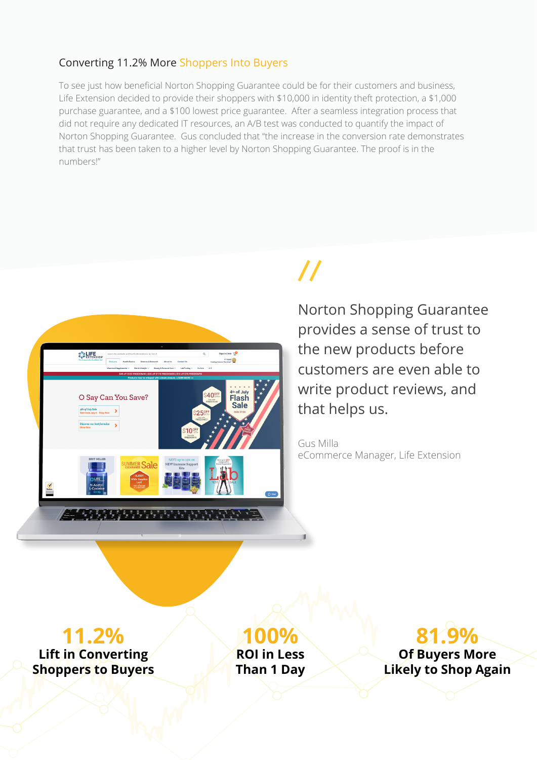## Converting 11.2% More Shoppers Into Buyers

To see just how beneficial Norton Shopping Guarantee could be for their customers and business, Life Extension decided to provide their shoppers with $10,000 in identity theft protection, a $1,000 purchase guarantee, and a $100 lowest price guarantee. After a seamless integration process that did not require any dedicated IT resources, an A/B test was conducted to quantify the impact of Norton Shopping Guarantee. Gus concluded that "the increase in the conversion rate demonstrates that trust has been taken to a higher level by Norton Shopping Guarantee. The proof is in the numbers!"

> Norton Shopping Guarantee provides a sense of trust to the new products before customers are even able to write product reviews, and that helps us.
>
> Gus Milla
> eCommerce Manager, Life Extension

**11.2%**
**Lift in Converting Shoppers to Buyers**

**100%**
**ROI in Less Than 1 Day**

**81.9%**
**Of Buyers More Likely to Shop Again**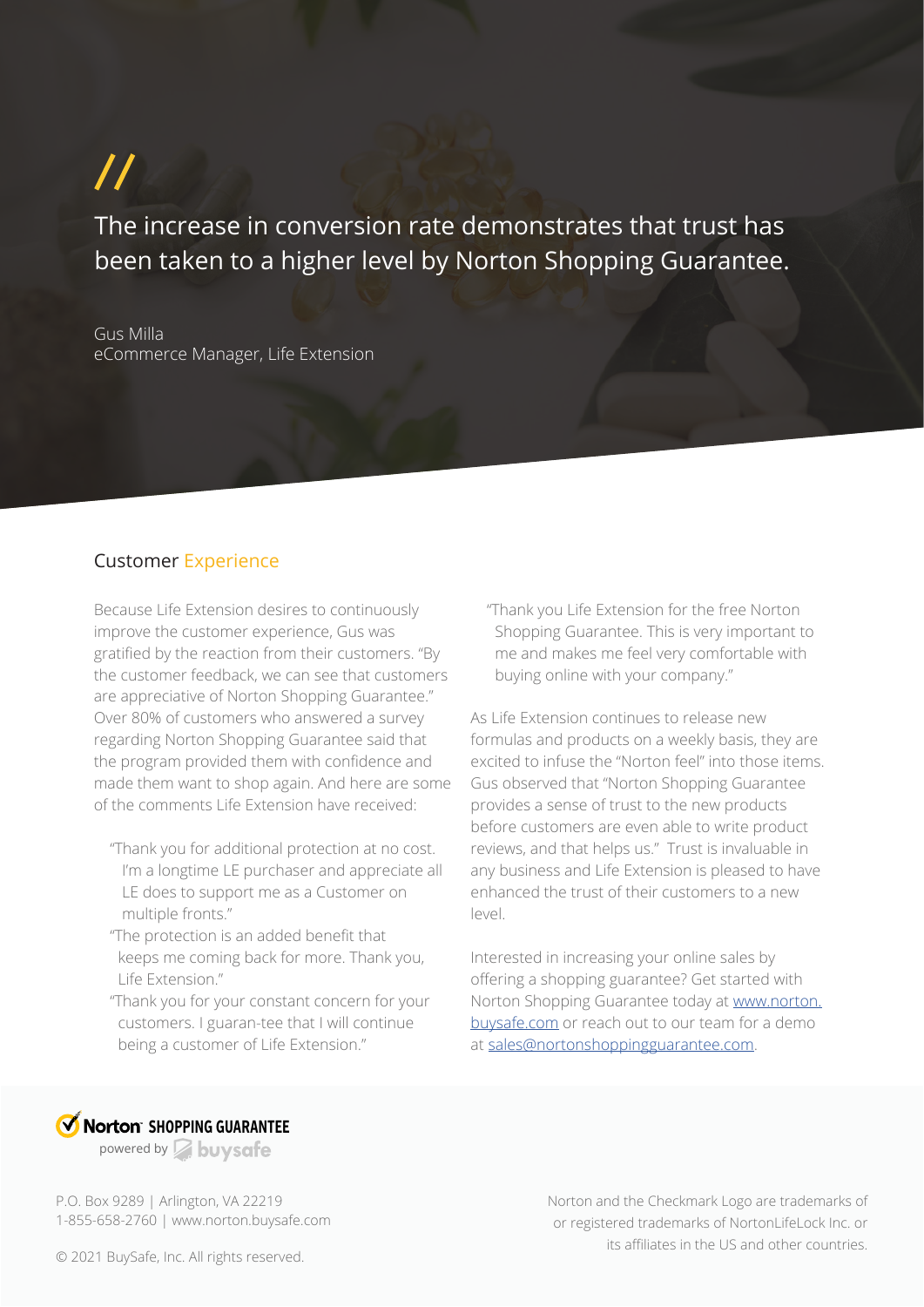//

The increase in conversion rate demonstrates that trust has been taken to a higher level by Norton Shopping Guarantee.

Gus Milla
eCommerce Manager, Life Extension

## Customer Experience

Because Life Extension desires to continuously improve the customer experience, Gus was gratified by the reaction from their customers. "By the customer feedback, we can see that customers are appreciative of Norton Shopping Guarantee." Over 80% of customers who answered a survey regarding Norton Shopping Guarantee said that the program provided them with confidence and made them want to shop again. And here are some of the comments Life Extension have received:

"Thank you for additional protection at no cost. I'm a longtime LE purchaser and appreciate all LE does to support me as a Customer on multiple fronts."

"The protection is an added benefit that keeps me coming back for more. Thank you, Life Extension."

"Thank you for your constant concern for your customers. I guaran-tee that I will continue being a customer of Life Extension."

"Thank you Life Extension for the free Norton Shopping Guarantee. This is very important to me and makes me feel very comfortable with buying online with your company."

As Life Extension continues to release new formulas and products on a weekly basis, they are excited to infuse the "Norton feel" into those items. Gus observed that "Norton Shopping Guarantee provides a sense of trust to the new products before customers are even able to write product reviews, and that helps us." Trust is invaluable in any business and Life Extension is pleased to have enhanced the trust of their customers to a new level.

Interested in increasing your online sales by offering a shopping guarantee? Get started with Norton Shopping Guarantee today at [www.norton.buysafe.com](http://www.norton.buysafe.com) or reach out to our team for a demo at [sales@nortonshoppingguarantee.com](mailto:sales@nortonshoppingguarantee.com).

Norton SHOPPING GUARANTEE
powered by buysafe

P.O. Box 9289 | Arlington, VA 22219
1-855-658-2760 | www.norton.buysafe.com

© 2021 BuySafe, Inc. All rights reserved.

Norton and the Checkmark Logo are trademarks of or registered trademarks of NortonLifeLock Inc. or its affiliates in the US and other countries.